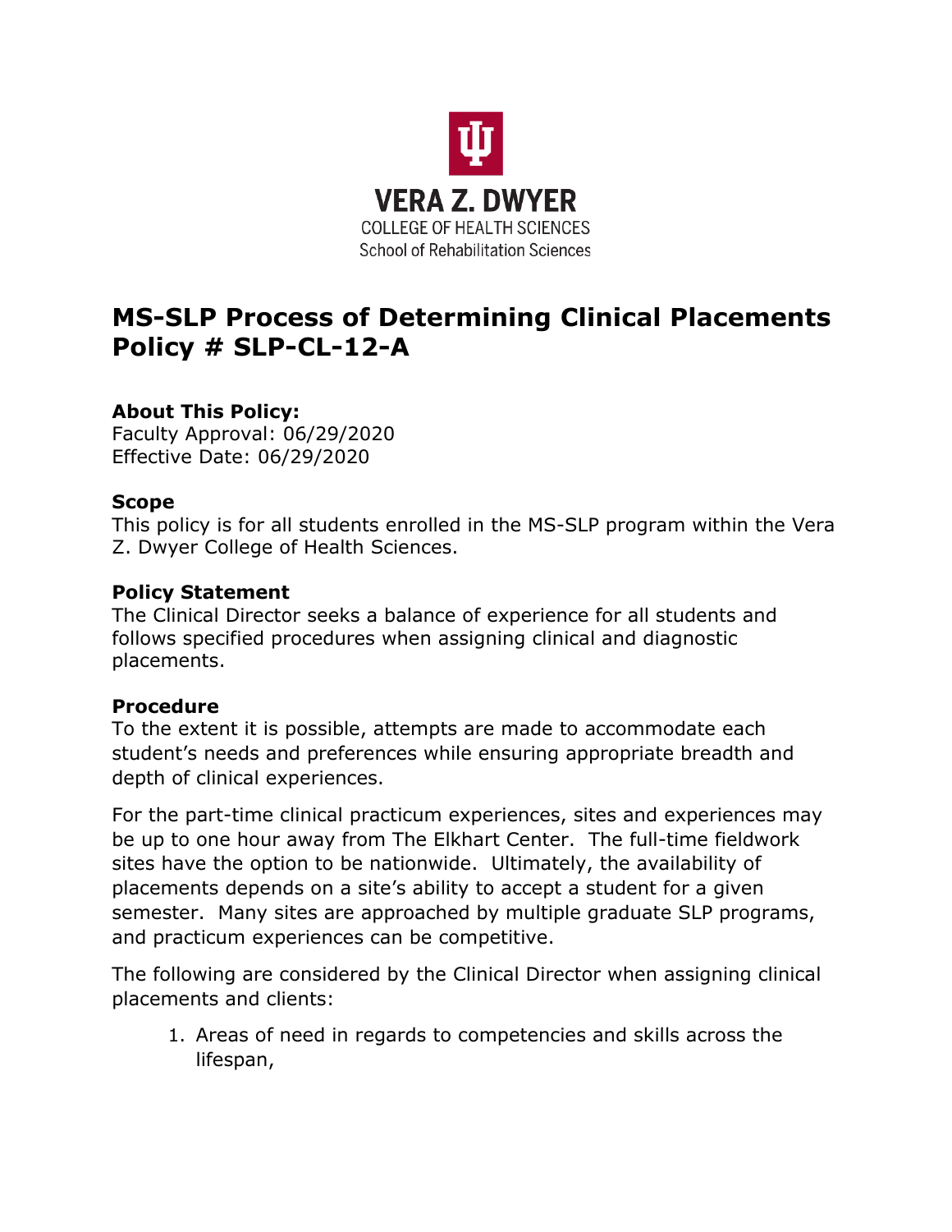VERA Z. DWYER
COLLEGE OF HEALTH SCIENCES
School of Rehabilitation Sciences

# MS-SLP Process of Determining Clinical Placements Policy # SLP-CL-12-A

**About This Policy:**
Faculty Approval: 06/29/2020
Effective Date: 06/29/2020

**Scope**
This policy is for all students enrolled in the MS-SLP program within the Vera Z. Dwyer College of Health Sciences.

**Policy Statement**
The Clinical Director seeks a balance of experience for all students and follows specified procedures when assigning clinical and diagnostic placements.

**Procedure**
To the extent it is possible, attempts are made to accommodate each student's needs and preferences while ensuring appropriate breadth and depth of clinical experiences.

For the part-time clinical practicum experiences, sites and experiences may be up to one hour away from The Elkhart Center. The full-time fieldwork sites have the option to be nationwide. Ultimately, the availability of placements depends on a site's ability to accept a student for a given semester. Many sites are approached by multiple graduate SLP programs, and practicum experiences can be competitive.

The following are considered by the Clinical Director when assigning clinical placements and clients:

1. Areas of need in regards to competencies and skills across the lifespan,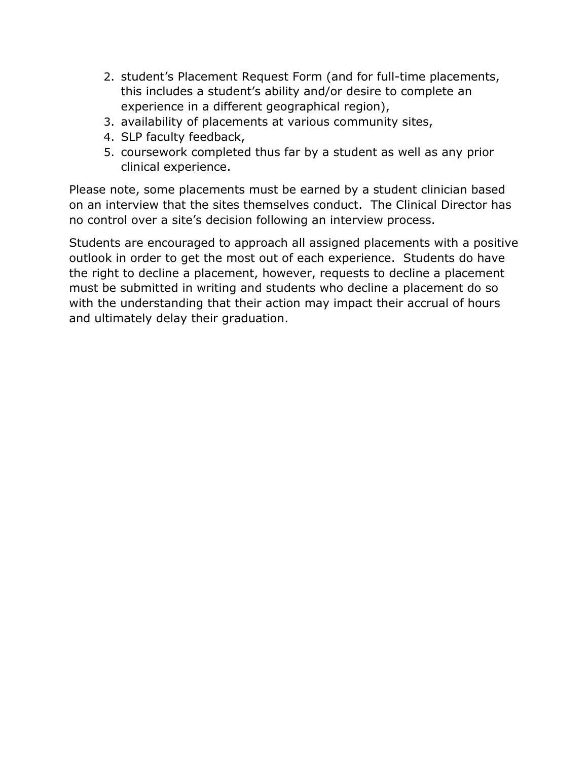2. student's Placement Request Form (and for full-time placements, this includes a student's ability and/or desire to complete an experience in a different geographical region),
3. availability of placements at various community sites,
4. SLP faculty feedback,
5. coursework completed thus far by a student as well as any prior clinical experience.

Please note, some placements must be earned by a student clinician based on an interview that the sites themselves conduct. The Clinical Director has no control over a site's decision following an interview process.

Students are encouraged to approach all assigned placements with a positive outlook in order to get the most out of each experience. Students do have the right to decline a placement, however, requests to decline a placement must be submitted in writing and students who decline a placement do so with the understanding that their action may impact their accrual of hours and ultimately delay their graduation.